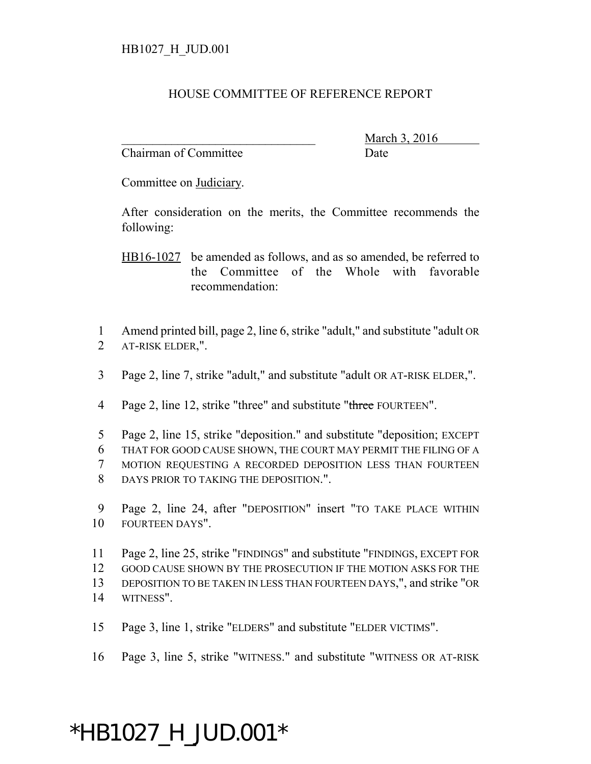HB1027_H_JUD.001

# HOUSE COMMITTEE OF REFERENCE REPORT

________________________________ March 3, 2016
Chairman of Committee Date

Committee on Judiciary.

After consideration on the merits, the Committee recommends the following:

HB16-1027 be amended as follows, and as so amended, be referred to the Committee of the Whole with favorable recommendation:

1 Amend printed bill, page 2, line 6, strike "adult," and substitute "adult OR
2 AT-RISK ELDER,".

3 Page 2, line 7, strike "adult," and substitute "adult OR AT-RISK ELDER,".

4 Page 2, line 12, strike "three" and substitute "~~three~~ FOURTEEN".

5 Page 2, line 15, strike "deposition." and substitute "deposition; EXCEPT
6 THAT FOR GOOD CAUSE SHOWN, THE COURT MAY PERMIT THE FILING OF A
7 MOTION REQUESTING A RECORDED DEPOSITION LESS THAN FOURTEEN
8 DAYS PRIOR TO TAKING THE DEPOSITION.".

9 Page 2, line 24, after "DEPOSITION" insert "TO TAKE PLACE WITHIN
10 FOURTEEN DAYS".

11 Page 2, line 25, strike "FINDINGS" and substitute "FINDINGS, EXCEPT FOR
12 GOOD CAUSE SHOWN BY THE PROSECUTION IF THE MOTION ASKS FOR THE
13 DEPOSITION TO BE TAKEN IN LESS THAN FOURTEEN DAYS,", and strike "OR
14 WITNESS".

15 Page 3, line 1, strike "ELDERS" and substitute "ELDER VICTIMS".

16 Page 3, line 5, strike "WITNESS." and substitute "WITNESS OR AT-RISK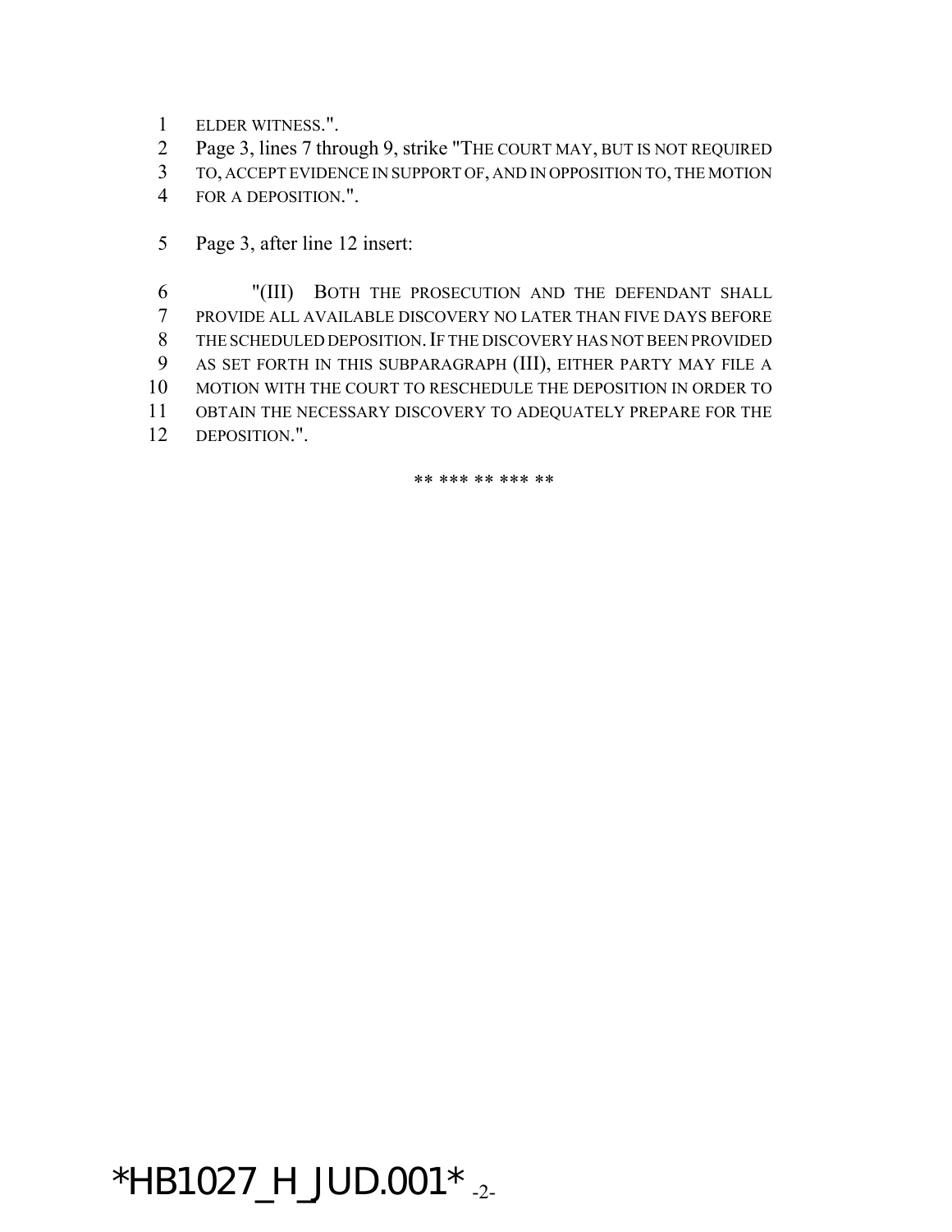ELDER WITNESS.".

Page 3, lines 7 through 9, strike "THE COURT MAY, BUT IS NOT REQUIRED TO, ACCEPT EVIDENCE IN SUPPORT OF, AND IN OPPOSITION TO, THE MOTION FOR A DEPOSITION.".

Page 3, after line 12 insert:

"(III) BOTH THE PROSECUTION AND THE DEFENDANT SHALL PROVIDE ALL AVAILABLE DISCOVERY NO LATER THAN FIVE DAYS BEFORE THE SCHEDULED DEPOSITION. IF THE DISCOVERY HAS NOT BEEN PROVIDED AS SET FORTH IN THIS SUBPARAGRAPH (III), EITHER PARTY MAY FILE A MOTION WITH THE COURT TO RESCHEDULE THE DEPOSITION IN ORDER TO OBTAIN THE NECESSARY DISCOVERY TO ADEQUATELY PREPARE FOR THE DEPOSITION.".

** *** ** *** **

*HB1027_H_JUD.001*